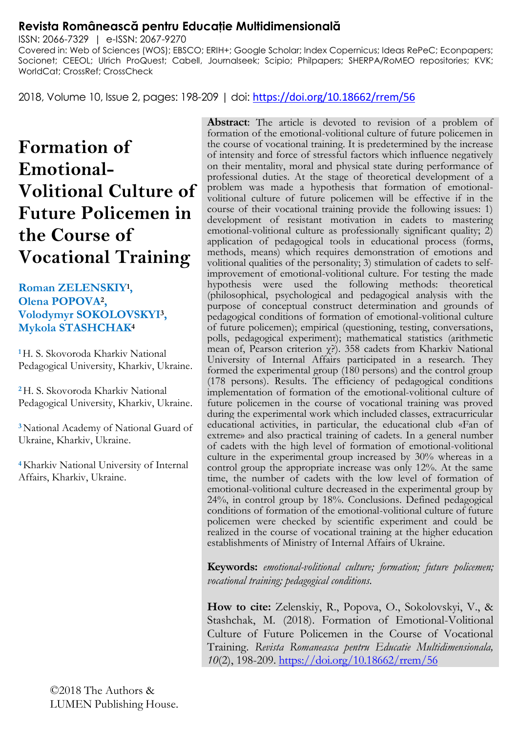**Revista Românească pentru Educație Multidimensională**

ISSN: 2066-7329 | e-ISSN: 2067-9270

Covered in: Web of Sciences (WOS); EBSCO; ERIH+; Google Scholar; Index Copernicus; Ideas RePeC; Econpapers; Socionet; CEEOL; Ulrich ProQuest; Cabell, Journalseek; Scipio; Philpapers; SHERPA/RoMEO repositories; KVK; WorldCat; CrossRef; CrossCheck

2018, Volume 10, Issue 2, pages: 198-209 | doi: https://doi.org/10.18662/rrem/56

# Formation of Emotional-Volitional Culture of Future Policemen in the Course of Vocational Training

**Roman ZELENSKIY[1], Olena POPOVA[2], Volodymyr SOKOLOVSKYI[3], Mykola STASHCHAK[4]**

[1] H. S. Skovoroda Kharkiv National Pedagogical University, Kharkiv, Ukraine.

[2] H. S. Skovoroda Kharkiv National Pedagogical University, Kharkiv, Ukraine.

[3] National Academy of National Guard of Ukraine, Kharkiv, Ukraine.

[4] Kharkiv National University of Internal Affairs, Kharkiv, Ukraine.

**Abstract**: The article is devoted to revision of a problem of formation of the emotional-volitional culture of future policemen in the course of vocational training. It is predetermined by the increase of intensity and force of stressful factors which influence negatively on their mentality, moral and physical state during performance of professional duties. At the stage of theoretical development of a problem was made a hypothesis that formation of emotional-volitional culture of future policemen will be effective if in the course of their vocational training provide the following issues: 1) development of resistant motivation in cadets to mastering emotional-volitional culture as professionally significant quality; 2) application of pedagogical tools in educational process (forms, methods, means) which requires demonstration of emotions and volitional qualities of the personality; 3) stimulation of cadets to self-improvement of emotional-volitional culture. For testing the made hypothesis were used the following methods: theoretical (philosophical, psychological and pedagogical analysis with the purpose of conceptual construct determination and grounds of pedagogical conditions of formation of emotional-volitional culture of future policemen); empirical (questioning, testing, conversations, polls, pedagogical experiment); mathematical statistics (arithmetic mean of, Pearson criterion χ?). 358 cadets from Kharkiv National University of Internal Affairs participated in a research. They formed the experimental group (180 persons) and the control group (178 persons). Results. The efficiency of pedagogical conditions implementation of formation of the emotional-volitional culture of future policemen in the course of vocational training was proved during the experimental work which included classes, extracurricular educational activities, in particular, the educational club «Fan of extreme» and also practical training of cadets. In a general number of cadets with the high level of formation of emotional-volitional culture in the experimental group increased by 30% whereas in a control group the appropriate increase was only 12%. At the same time, the number of cadets with the low level of formation of emotional-volitional culture decreased in the experimental group by 24%, in control group by 18%. Conclusions. Defined pedagogical conditions of formation of the emotional-volitional culture of future policemen were checked by scientific experiment and could be realized in the course of vocational training at the higher education establishments of Ministry of Internal Affairs of Ukraine.

**Keywords:** *emotional-volitional culture; formation; future policemen; vocational training; pedagogical conditions.*

**How to cite:** Zelenskiy, R., Popova, O., Sokolovskyi, V., & Stashchak, M. (2018). Formation of Emotional-Volitional Culture of Future Policemen in the Course of Vocational Training. *Revista Romaneasca pentru Educatie Multidimensionala, 10*(2), 198-209. https://doi.org/10.18662/rrem/56

©2018 The Authors & LUMEN Publishing House.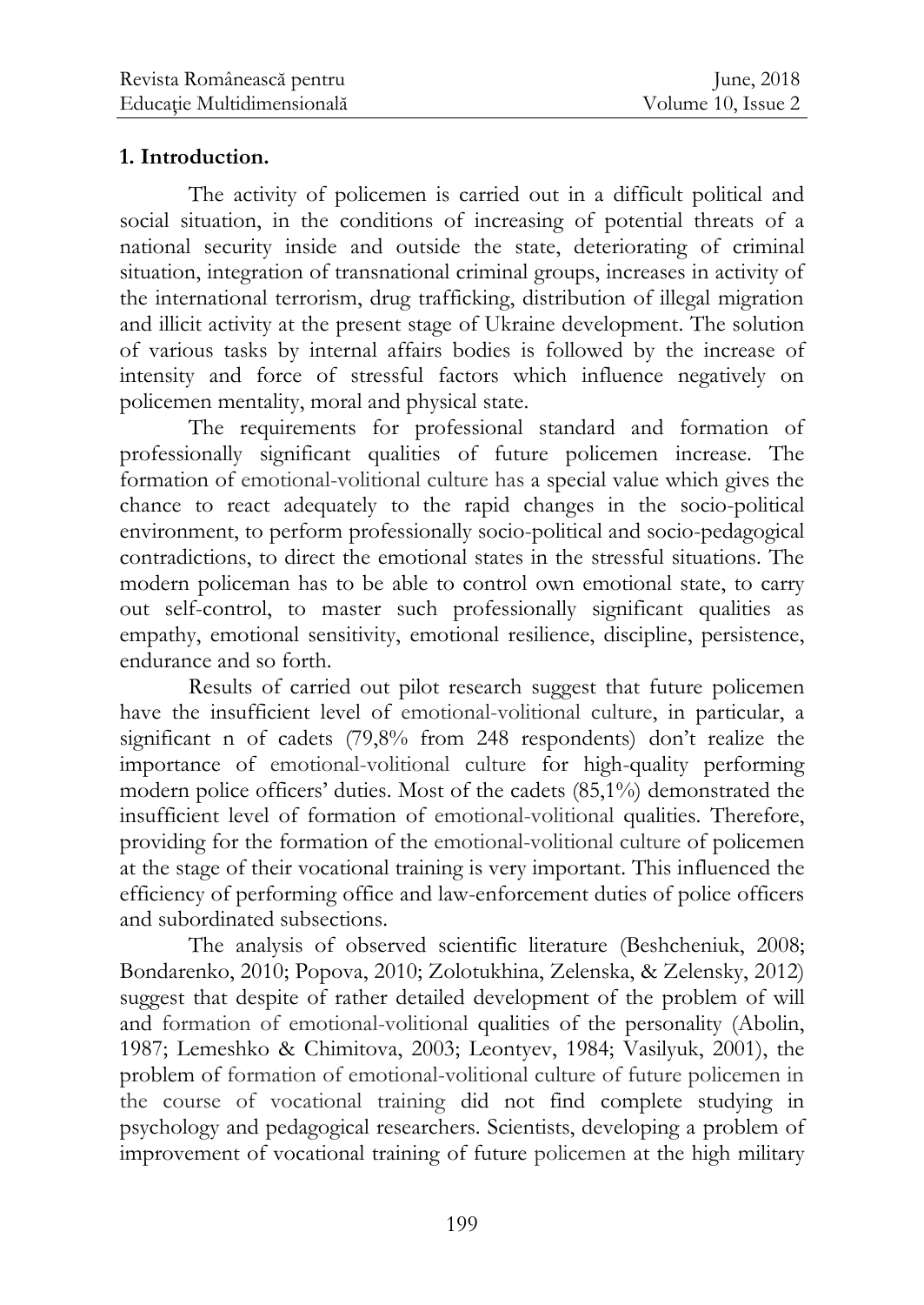**1. Introduction.**

The activity of policemen is carried out in a difficult political and social situation, in the conditions of increasing of potential threats of a national security inside and outside the state, deteriorating of criminal situation, integration of transnational criminal groups, increases in activity of the international terrorism, drug trafficking, distribution of illegal migration and illicit activity at the present stage of Ukraine development. The solution of various tasks by internal affairs bodies is followed by the increase of intensity and force of stressful factors which influence negatively on policemen mentality, moral and physical state.

The requirements for professional standard and formation of professionally significant qualities of future policemen increase. The formation of emotional-volitional culture has a special value which gives the chance to react adequately to the rapid changes in the socio-political environment, to perform professionally socio-political and socio-pedagogical contradictions, to direct the emotional states in the stressful situations. The modern policeman has to be able to control own emotional state, to carry out self-control, to master such professionally significant qualities as empathy, emotional sensitivity, emotional resilience, discipline, persistence, endurance and so forth.

Results of carried out pilot research suggest that future policemen have the insufficient level of emotional-volitional culture, in particular, a significant n of cadets (79,8% from 248 respondents) don't realize the importance of emotional-volitional culture for high-quality performing modern police officers' duties. Most of the cadets (85,1%) demonstrated the insufficient level of formation of emotional-volitional qualities. Therefore, providing for the formation of the emotional-volitional culture of policemen at the stage of their vocational training is very important. This influenced the efficiency of performing office and law-enforcement duties of police officers and subordinated subsections.

The analysis of observed scientific literature (Beshcheniuk, 2008; Bondarenko, 2010; Popova, 2010; Zolotukhina, Zelenska, & Zelensky, 2012) suggest that despite of rather detailed development of the problem of will and formation of emotional-volitional qualities of the personality (Abolin, 1987; Lemeshko & Chimitova, 2003; Leontyev, 1984; Vasilyuk, 2001), the problem of formation of emotional-volitional culture of future policemen in the course of vocational training did not find complete studying in psychology and pedagogical researchers. Scientists, developing a problem of improvement of vocational training of future policemen at the high military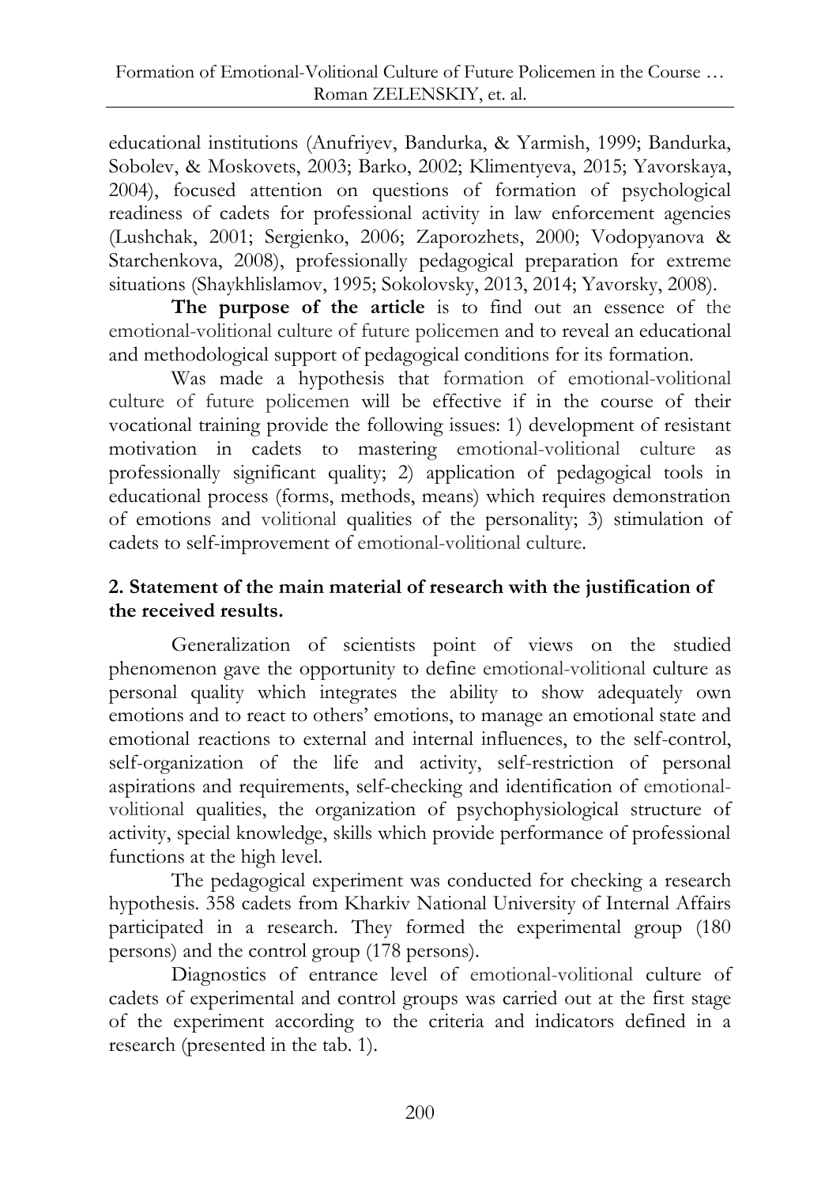educational institutions (Anufriyev, Bandurka, & Yarmish, 1999; Bandurka, Sobolev, & Moskovets, 2003; Barko, 2002; Klimentyeva, 2015; Yavorskaya, 2004), focused attention on questions of formation of psychological readiness of cadets for professional activity in law enforcement agencies (Lushchak, 2001; Sergienko, 2006; Zaporozhets, 2000; Vodopyanova & Starchenkova, 2008), professionally pedagogical preparation for extreme situations (Shaykhlislamov, 1995; Sokolovsky, 2013, 2014; Yavorsky, 2008).

**The purpose of the article** is to find out an essence of the emotional-volitional culture of future policemen and to reveal an educational and methodological support of pedagogical conditions for its formation.

Was made a hypothesis that formation of emotional-volitional culture of future policemen will be effective if in the course of their vocational training provide the following issues: 1) development of resistant motivation in cadets to mastering emotional-volitional culture as professionally significant quality; 2) application of pedagogical tools in educational process (forms, methods, means) which requires demonstration of emotions and volitional qualities of the personality; 3) stimulation of cadets to self-improvement of emotional-volitional culture.

## 2. Statement of the main material of research with the justification of the received results.

Generalization of scientists point of views on the studied phenomenon gave the opportunity to define emotional-volitional culture as personal quality which integrates the ability to show adequately own emotions and to react to others' emotions, to manage an emotional state and emotional reactions to external and internal influences, to the self-control, self-organization of the life and activity, self-restriction of personal aspirations and requirements, self-checking and identification of emotional-volitional qualities, the organization of psychophysiological structure of activity, special knowledge, skills which provide performance of professional functions at the high level.

The pedagogical experiment was conducted for checking a research hypothesis. 358 cadets from Kharkiv National University of Internal Affairs participated in a research. They formed the experimental group (180 persons) and the control group (178 persons).

Diagnostics of entrance level of emotional-volitional culture of cadets of experimental and control groups was carried out at the first stage of the experiment according to the criteria and indicators defined in a research (presented in the tab. 1).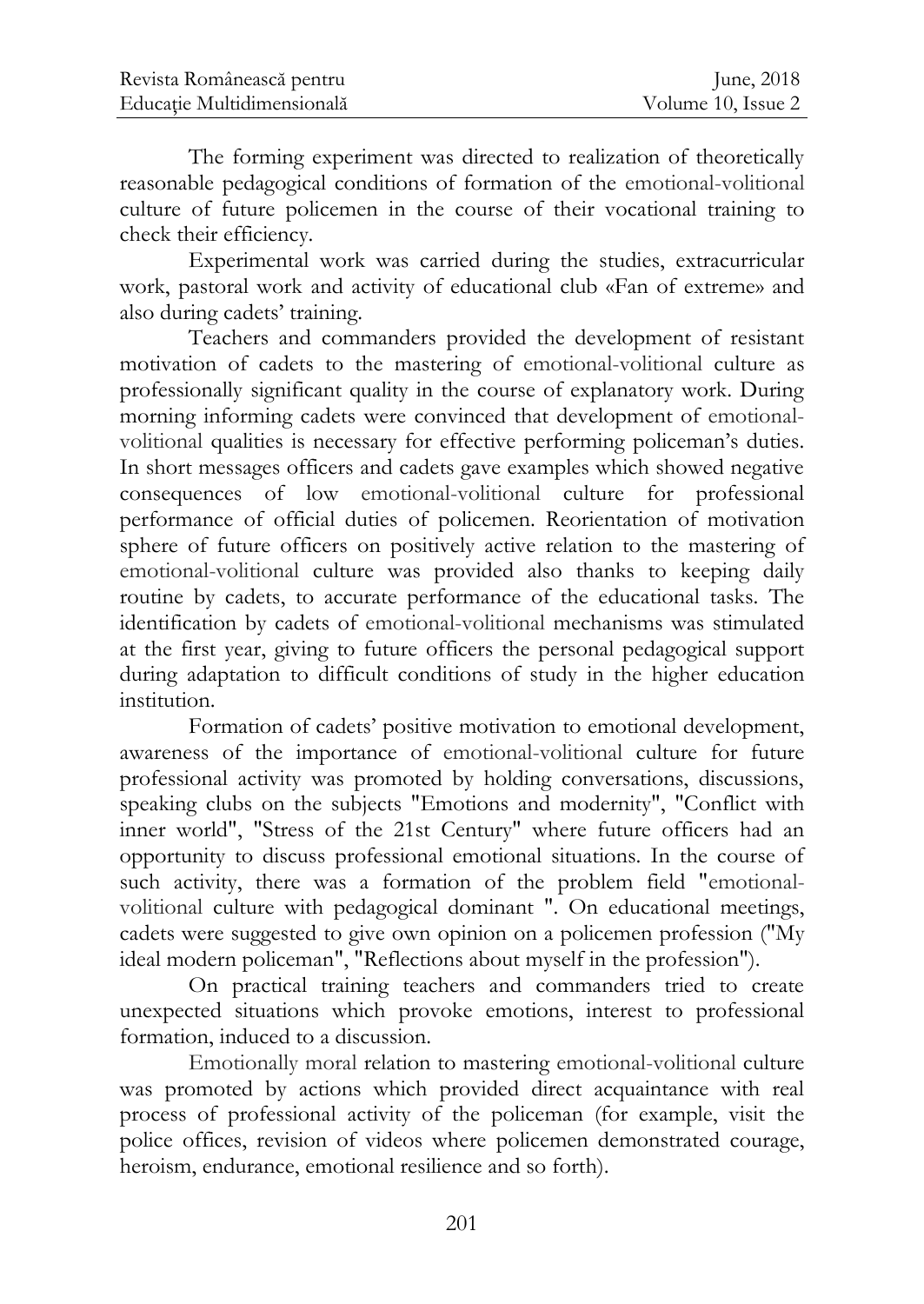The forming experiment was directed to realization of theoretically reasonable pedagogical conditions of formation of the emotional-volitional culture of future policemen in the course of their vocational training to check their efficiency.

Experimental work was carried during the studies, extracurricular work, pastoral work and activity of educational club «Fan of extreme» and also during cadets' training.

Teachers and commanders provided the development of resistant motivation of cadets to the mastering of emotional-volitional culture as professionally significant quality in the course of explanatory work. During morning informing cadets were convinced that development of emotional-volitional qualities is necessary for effective performing policeman's duties. In short messages officers and cadets gave examples which showed negative consequences of low emotional-volitional culture for professional performance of official duties of policemen. Reorientation of motivation sphere of future officers on positively active relation to the mastering of emotional-volitional culture was provided also thanks to keeping daily routine by cadets, to accurate performance of the educational tasks. The identification by cadets of emotional-volitional mechanisms was stimulated at the first year, giving to future officers the personal pedagogical support during adaptation to difficult conditions of study in the higher education institution.

Formation of cadets' positive motivation to emotional development, awareness of the importance of emotional-volitional culture for future professional activity was promoted by holding conversations, discussions, speaking clubs on the subjects "Emotions and modernity", "Conflict with inner world", "Stress of the 21st Century" where future officers had an opportunity to discuss professional emotional situations. In the course of such activity, there was a formation of the problem field "emotional-volitional culture with pedagogical dominant ". On educational meetings, cadets were suggested to give own opinion on a policemen profession ("My ideal modern policeman", "Reflections about myself in the profession").

On practical training teachers and commanders tried to create unexpected situations which provoke emotions, interest to professional formation, induced to a discussion.

Emotionally moral relation to mastering emotional-volitional culture was promoted by actions which provided direct acquaintance with real process of professional activity of the policeman (for example, visit the police offices, revision of videos where policemen demonstrated courage, heroism, endurance, emotional resilience and so forth).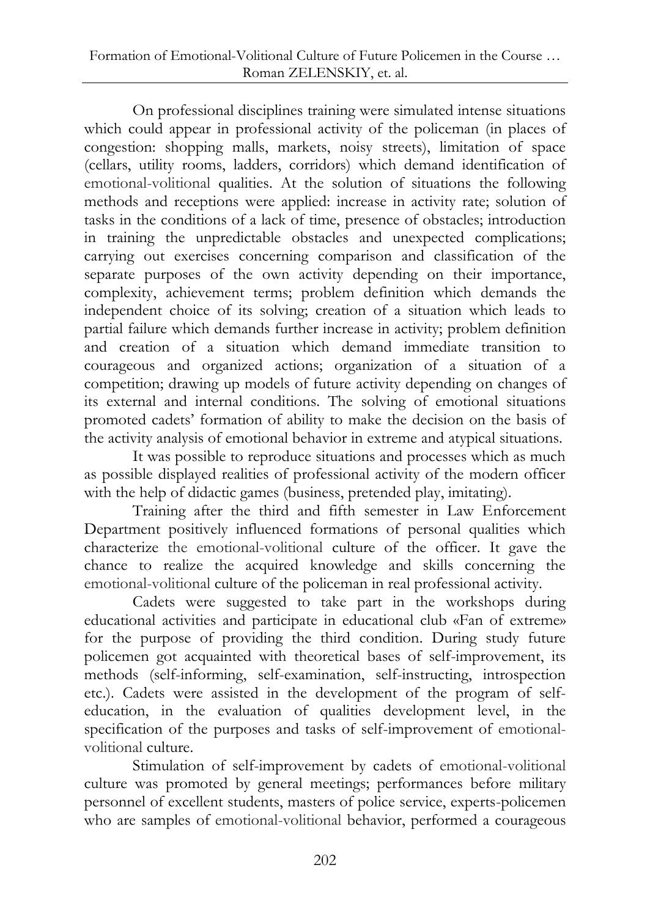On professional disciplines training were simulated intense situations which could appear in professional activity of the policeman (in places of congestion: shopping malls, markets, noisy streets), limitation of space (cellars, utility rooms, ladders, corridors) which demand identification of emotional-volitional qualities. At the solution of situations the following methods and receptions were applied: increase in activity rate; solution of tasks in the conditions of a lack of time, presence of obstacles; introduction in training the unpredictable obstacles and unexpected complications; carrying out exercises concerning comparison and classification of the separate purposes of the own activity depending on their importance, complexity, achievement terms; problem definition which demands the independent choice of its solving; creation of a situation which leads to partial failure which demands further increase in activity; problem definition and creation of a situation which demand immediate transition to courageous and organized actions; organization of a situation of a competition; drawing up models of future activity depending on changes of its external and internal conditions. The solving of emotional situations promoted cadets' formation of ability to make the decision on the basis of the activity analysis of emotional behavior in extreme and atypical situations.

It was possible to reproduce situations and processes which as much as possible displayed realities of professional activity of the modern officer with the help of didactic games (business, pretended play, imitating).

Training after the third and fifth semester in Law Enforcement Department positively influenced formations of personal qualities which characterize the emotional-volitional culture of the officer. It gave the chance to realize the acquired knowledge and skills concerning the emotional-volitional culture of the policeman in real professional activity.

Cadets were suggested to take part in the workshops during educational activities and participate in educational club «Fan of extreme» for the purpose of providing the third condition. During study future policemen got acquainted with theoretical bases of self-improvement, its methods (self-informing, self-examination, self-instructing, introspection etc.). Cadets were assisted in the development of the program of self-education, in the evaluation of qualities development level, in the specification of the purposes and tasks of self-improvement of emotional-volitional culture.

Stimulation of self-improvement by cadets of emotional-volitional culture was promoted by general meetings; performances before military personnel of excellent students, masters of police service, experts-policemen who are samples of emotional-volitional behavior, performed a courageous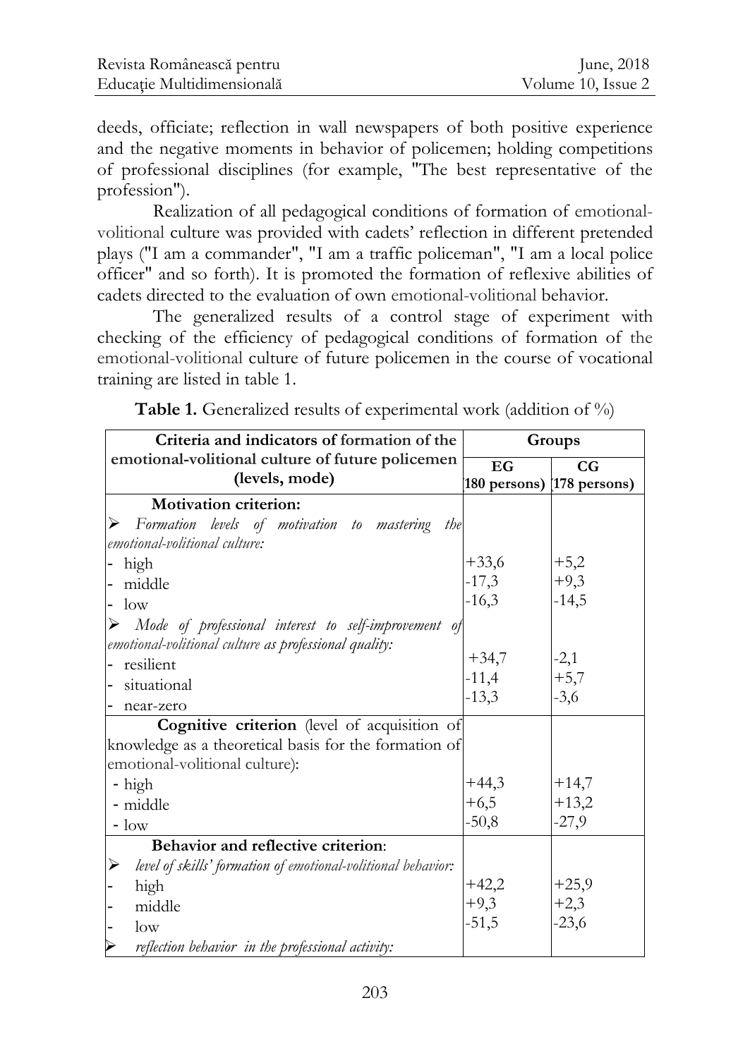deeds, officiate; reflection in wall newspapers of both positive experience and the negative moments in behavior of policemen; holding competitions of professional disciplines (for example, "The best representative of the profession").

Realization of all pedagogical conditions of formation of emotional-volitional culture was provided with cadets' reflection in different pretended plays ("I am a commander", "I am a traffic policeman", "I am a local police officer" and so forth). It is promoted the formation of reflexive abilities of cadets directed to the evaluation of own emotional-volitional behavior.

The generalized results of a control stage of experiment with checking of the efficiency of pedagogical conditions of formation of the emotional-volitional culture of future policemen in the course of vocational training are listed in table 1.

**Table 1.** Generalized results of experimental work (addition of %)

| Criteria and indicators of formation of the emotional-volitional culture of future policemen (levels, mode) | Groups | |
|---|---|---|
| | **EG (180 persons)** | **CG (178 persons)** |
| **Motivation criterion:** | | |
| ➢ *Formation levels of motivation to mastering the emotional-volitional culture:* | | |
| - high | +33,6 | +5,2 |
| - middle | -17,3 | +9,3 |
| - low | -16,3 | -14,5 |
| ➢ *Mode of professional interest to self-improvement of emotional-volitional culture as professional quality:* | | |
| - resilient | +34,7 | -2,1 |
| - situational | -11,4 | +5,7 |
| - near-zero | -13,3 | -3,6 |
| **Cognitive criterion** (level of acquisition of knowledge as a theoretical basis for the formation of emotional-volitional culture): | | |
| - high | +44,3 | +14,7 |
| - middle | +6,5 | +13,2 |
| - low | -50,8 | -27,9 |
| **Behavior and reflective criterion**: | | |
| ➢ *level of skills' formation of emotional-volitional behavior:* | | |
| - high | +42,2 | +25,9 |
| - middle | +9,3 | +2,3 |
| - low | -51,5 | -23,6 |
| ➢ *reflection behavior in the professional activity:* | | |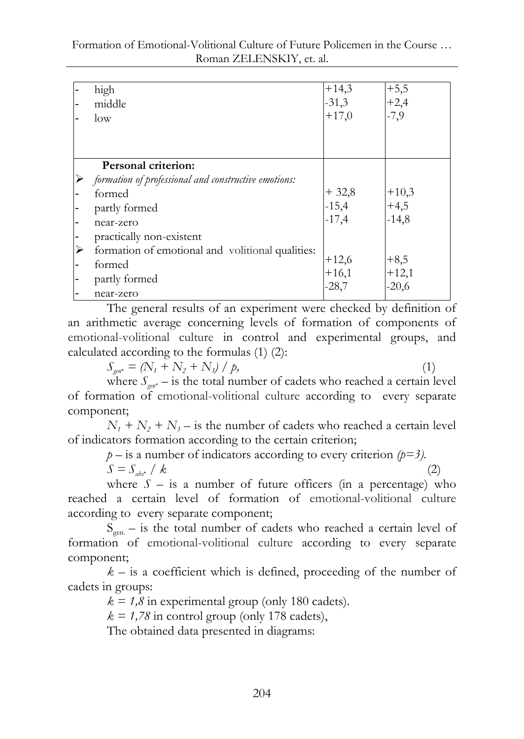| | | |
|---|---|---|
| - high<br>- middle<br>- low | +14,3<br>-31,3<br>+17,0 | +5,5<br>+2,4<br>-7,9 |
| **Personal criterion:**<br>➢ *formation of professional and constructive emotions:*<br>- formed<br>- partly formed<br>- near-zero<br>- practically non-existent<br>➢ formation of emotional and volitional qualities:<br>- formed<br>- partly formed<br>- near-zero | <br><br>+ 32,8<br>-15,4<br>-17,4<br><br><br>+12,6<br>+16,1<br>-28,7 | <br><br>+10,3<br>+4,5<br>-14,8<br><br><br>+8,5<br>+12,1<br>-20,6 |

The general results of an experiment were checked by definition of an arithmetic average concerning levels of formation of components of emotional-volitional culture in control and experimental groups, and calculated according to the formulas (1) (2):

$$S_{gen.} = (N_1 + N_2 + N_3) / p, \quad (1)$$

where $S_{gen.}$ – is the total number of cadets who reached a certain level of formation of emotional-volitional culture according to every separate component;

$N_1 + N_2 + N_3$ – is the number of cadets who reached a certain level of indicators formation according to the certain criterion;

$p$ – is a number of indicators according to every criterion *($p=3$)*.

$$S = S_{abs.} / k \quad (2)$$

where $S$ – is a number of future officers (in a percentage) who reached a certain level of formation of emotional-volitional culture according to every separate component;

$S_{gen.}$ – is the total number of cadets who reached a certain level of formation of emotional-volitional culture according to every separate component;

$k$ – is a coefficient which is defined, proceeding of the number of cadets in groups:

$k = 1,8$ in experimental group (only 180 cadets).

$k = 1,78$ in control group (only 178 cadets),

The obtained data presented in diagrams: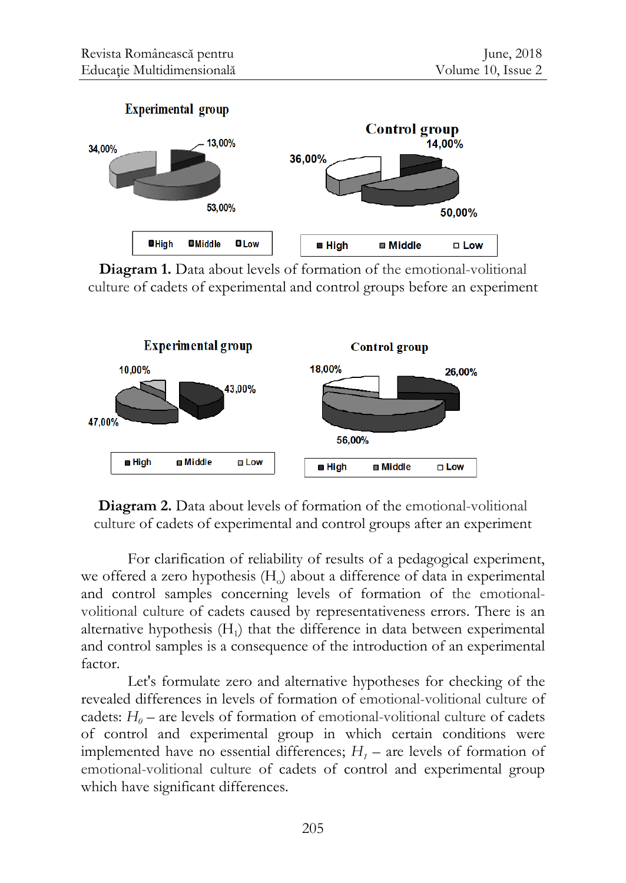**Diagram 1.** Data about levels of formation of the emotional-volitional culture of cadets of experimental and control groups before an experiment

**Diagram 2.** Data about levels of formation of the emotional-volitional culture of cadets of experimental and control groups after an experiment

For clarification of reliability of results of a pedagogical experiment, we offered a zero hypothesis ($H_o$) about a difference of data in experimental and control samples concerning levels of formation of the emotional-volitional culture of cadets caused by representativeness errors. There is an alternative hypothesis ($H_1$) that the difference in data between experimental and control samples is a consequence of the introduction of an experimental factor.

Let's formulate zero and alternative hypotheses for checking of the revealed differences in levels of formation of emotional-volitional culture of cadets: $H_0$ – are levels of formation of emotional-volitional culture of cadets of control and experimental group in which certain conditions were implemented have no essential differences; $H_1$ – are levels of formation of emotional-volitional culture of cadets of control and experimental group which have significant differences.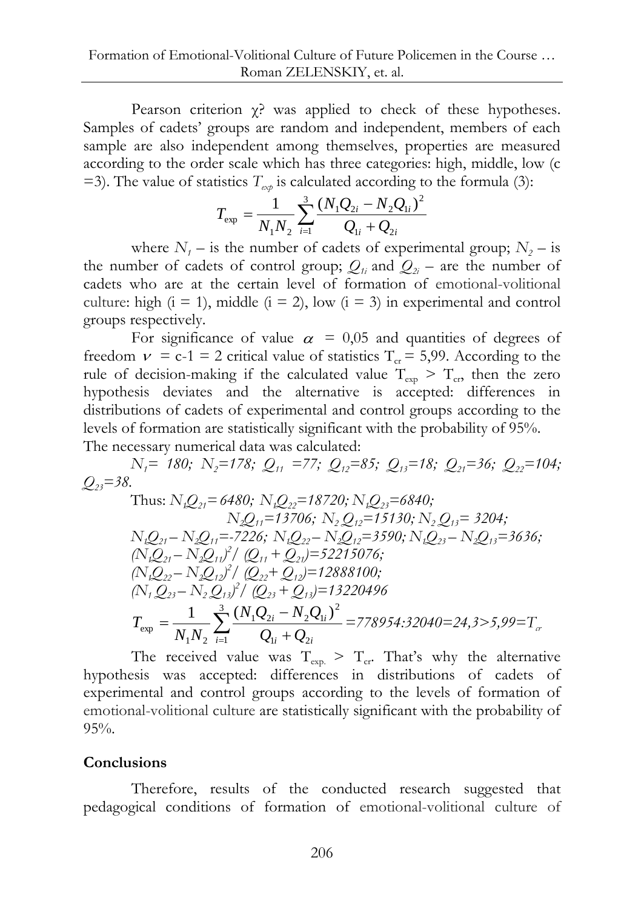Pearson criterion χ? was applied to check of these hypotheses. Samples of cadets' groups are random and independent, members of each sample are also independent among themselves, properties are measured according to the order scale which has three categories: high, middle, low (c =3). The value of statistics $T_{exp}$ is calculated according to the formula (3):

$$T_{\exp} = \frac{1}{N_1 N_2} \sum_{i=1}^{3} \frac{(N_1 Q_{2i} - N_2 Q_{1i})^2}{Q_{1i} + Q_{2i}}$$

where $N_1$ – is the number of cadets of experimental group; $N_2$ – is the number of cadets of control group; $Q_{1i}$ and $Q_{2i}$ – are the number of cadets who are at the certain level of formation of emotional-volitional culture: high (i = 1), middle (i = 2), low (i = 3) in experimental and control groups respectively.

For significance of value $\alpha$ = 0,05 and quantities of degrees of freedom $\nu$ = c-1 = 2 critical value of statistics $T_{cr}$ = 5,99. According to the rule of decision-making if the calculated value $T_{exp} > T_{cr}$, then the zero hypothesis deviates and the alternative is accepted: differences in distributions of cadets of experimental and control groups according to the levels of formation are statistically significant with the probability of 95%.
The necessary numerical data was calculated:

$N_1$= 180; $N_2$=178; $Q_{11}$ =77; $Q_{12}$=85; $Q_{13}$=18; $Q_{21}$=36; $Q_{22}$=104; $Q_{23}$=38.

Thus: $N_1Q_{21}$= 6480; $N_1Q_{22}$=18720; $N_1Q_{23}$=6840;
$N_2Q_{11}$=13706; $N_2Q_{12}$=15130; $N_2Q_{13}$= 3204;
$N_1Q_{21} – N_2Q_{11}$=-7226; $N_1Q_{22} – N_2Q_{12}$=3590; $N_1Q_{23} – N_2Q_{13}$=3636;
$(N_1Q_{21} – N_2Q_{11})^2 / (Q_{11} + Q_{21})$=52215076;
$(N_1Q_{22} – N_2Q_{12})^2 / (Q_{22} + Q_{12})$=12888100;
$(N_1Q_{23} – N_2Q_{13})^2 / (Q_{23} + Q_{13})$=13220496

$$T_{\exp} = \frac{1}{N_1 N_2} \sum_{i=1}^{3} \frac{(N_1 Q_{2i} - N_2 Q_{1i})^2}{Q_{1i} + Q_{2i}} = 778954:32040=24,3>5,99=T_{cr}$$

The received value was $T_{exp.} > T_{cr}$. That's why the alternative hypothesis was accepted: differences in distributions of cadets of experimental and control groups according to the levels of formation of emotional-volitional culture are statistically significant with the probability of 95%.

## Conclusions

Therefore, results of the conducted research suggested that pedagogical conditions of formation of emotional-volitional culture of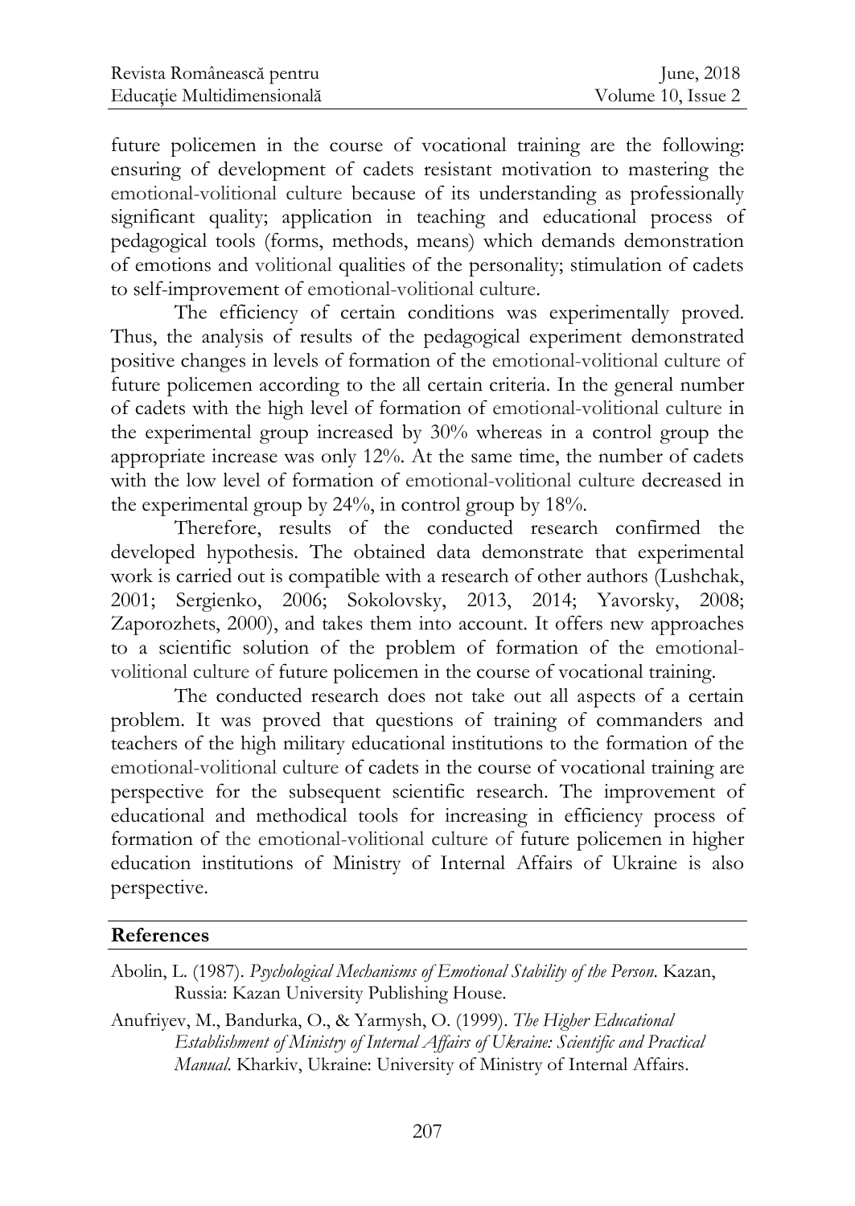future policemen in the course of vocational training are the following: ensuring of development of cadets resistant motivation to mastering the emotional-volitional culture because of its understanding as professionally significant quality; application in teaching and educational process of pedagogical tools (forms, methods, means) which demands demonstration of emotions and volitional qualities of the personality; stimulation of cadets to self-improvement of emotional-volitional culture.

The efficiency of certain conditions was experimentally proved. Thus, the analysis of results of the pedagogical experiment demonstrated positive changes in levels of formation of the emotional-volitional culture of future policemen according to the all certain criteria. In the general number of cadets with the high level of formation of emotional-volitional culture in the experimental group increased by 30% whereas in a control group the appropriate increase was only 12%. At the same time, the number of cadets with the low level of formation of emotional-volitional culture decreased in the experimental group by 24%, in control group by 18%.

Therefore, results of the conducted research confirmed the developed hypothesis. The obtained data demonstrate that experimental work is carried out is compatible with a research of other authors (Lushchak, 2001; Sergienko, 2006; Sokolovsky, 2013, 2014; Yavorsky, 2008; Zaporozhets, 2000), and takes them into account. It offers new approaches to a scientific solution of the problem of formation of the emotional-volitional culture of future policemen in the course of vocational training.

The conducted research does not take out all aspects of a certain problem. It was proved that questions of training of commanders and teachers of the high military educational institutions to the formation of the emotional-volitional culture of cadets in the course of vocational training are perspective for the subsequent scientific research. The improvement of educational and methodical tools for increasing in efficiency process of formation of the emotional-volitional culture of future policemen in higher education institutions of Ministry of Internal Affairs of Ukraine is also perspective.

## References

Abolin, L. (1987). *Psychological Mechanisms of Emotional Stability of the Person*. Kazan, Russia: Kazan University Publishing House.

Anufriyev, M., Bandurka, O., & Yarmysh, O. (1999). *The Higher Educational Establishment of Ministry of Internal Affairs of Ukraine: Scientific and Practical Manual*. Kharkiv, Ukraine: University of Ministry of Internal Affairs.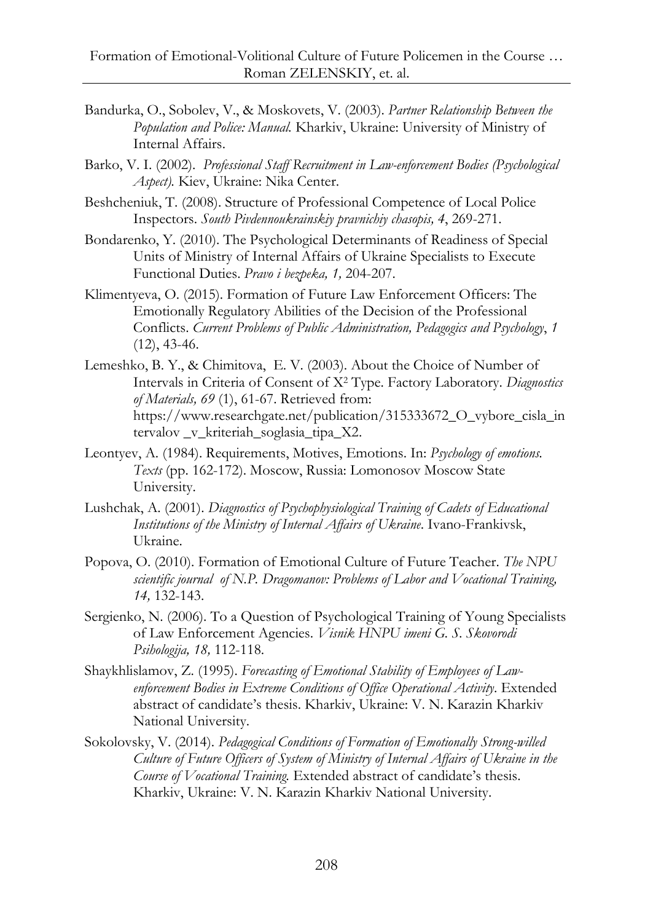Bandurka, O., Sobolev, V., & Moskovets, V. (2003). *Partner Relationship Between the Population and Police: Manual.* Kharkiv, Ukraine: University of Ministry of Internal Affairs.

Barko, V. I. (2002). *Professional Staff Recruitment in Law-enforcement Bodies (Psychological Aspect).* Kiev, Ukraine: Nika Center.

Beshcheniuk, T. (2008). Structure of Professional Competence of Local Police Inspectors. *South Pivdennoukrainskiy pravnichiy chasopis, 4*, 269-271.

Bondarenko, Y. (2010). The Psychological Determinants of Readiness of Special Units of Ministry of Internal Affairs of Ukraine Specialists to Execute Functional Duties. *Pravo i bezpeka, 1,* 204-207.

Klimentyeva, O. (2015). Formation of Future Law Enforcement Officers: The Emotionally Regulatory Abilities of the Decision of the Professional Conflicts. *Current Problems of Public Administration, Pedagogics and Psychology*, *1* (12), 43-46.

Lemeshko, B. Y., & Chimitova, E. V. (2003). About the Choice of Number of Intervals in Criteria of Consent of $X^2$ Type. Factory Laboratory. *Diagnostics of Materials, 69* (1), 61-67. Retrieved from: https://www.researchgate.net/publication/315333672_O_vybore_cisla_intervalov _v_kriteriah_soglasia_tipa_X2.

Leontyev, A. (1984). Requirements, Motives, Emotions. In: *Psychology of emotions. Texts* (pp. 162-172). Moscow, Russia: Lomonosov Moscow State University.

Lushchak, A. (2001). *Diagnostics of Psychophysiological Training of Cadets of Educational Institutions of the Ministry of Internal Affairs of Ukraine*. Ivano-Frankivsk, Ukraine.

Popova, O. (2010). Formation of Emotional Culture of Future Teacher. *The NPU scientific journal of N.P. Dragomanov: Problems of Labor and Vocational Training, 14,* 132-143.

Sergienko, N. (2006). To a Question of Psychological Training of Young Specialists of Law Enforcement Agencies. *Visnik HNPU imeni G. S. Skovorodi Psihologija, 18,* 112-118.

Shaykhlislamov, Z. (1995). *Forecasting of Emotional Stability of Employees of Law-enforcement Bodies in Extreme Conditions of Office Operational Activity*. Extended abstract of candidate's thesis. Kharkiv, Ukraine: V. N. Karazin Kharkiv National University.

Sokolovsky, V. (2014). *Pedagogical Conditions of Formation of Emotionally Strong-willed Culture of Future Officers of System of Ministry of Internal Affairs of Ukraine in the Course of Vocational Training.* Extended abstract of candidate's thesis. Kharkiv, Ukraine: V. N. Karazin Kharkiv National University.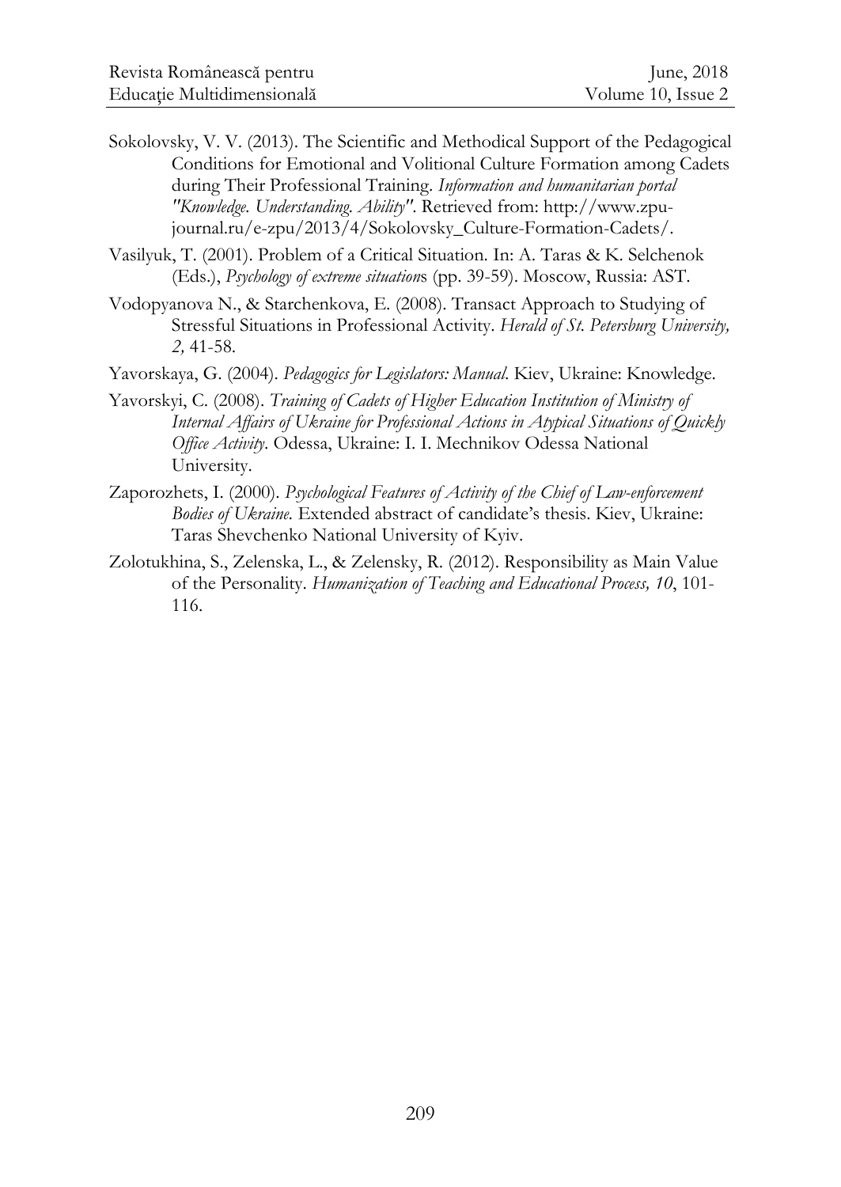Sokolovsky, V. V. (2013). The Scientific and Methodical Support of the Pedagogical Conditions for Emotional and Volitional Culture Formation among Cadets during Their Professional Training. *Information and humanitarian portal "Knowledge. Understanding. Ability"*. Retrieved from: http://www.zpu-journal.ru/e-zpu/2013/4/Sokolovsky_Culture-Formation-Cadets/.

Vasilyuk, T. (2001). Problem of a Critical Situation. In: A. Taras & K. Selchenok (Eds.), *Psychology of extreme situation*s (pp. 39-59). Moscow, Russia: AST.

Vodopyanova N., & Starchenkova, E. (2008). Transact Approach to Studying of Stressful Situations in Professional Activity. *Herald of St. Petersburg University, 2,* 41-58.

Yavorskaya, G. (2004). *Pedagogics for Legislators: Manual.* Kiev, Ukraine: Knowledge.

Yavorskyi, C. (2008). *Training of Cadets of Higher Education Institution of Ministry of Internal Affairs of Ukraine for Professional Actions in Atypical Situations of Quickly Office Activity*. Odessa, Ukraine: I. I. Mechnikov Odessa National University.

Zaporozhets, I. (2000). *Psychological Features of Activity of the Chief of Law-enforcement Bodies of Ukraine.* Extended abstract of candidate's thesis. Kiev, Ukraine: Taras Shevchenko National University of Kyiv.

Zolotukhina, S., Zelenska, L., & Zelensky, R. (2012). Responsibility as Main Value of the Personality. *Humanization of Teaching and Educational Process, 10*, 101-116.